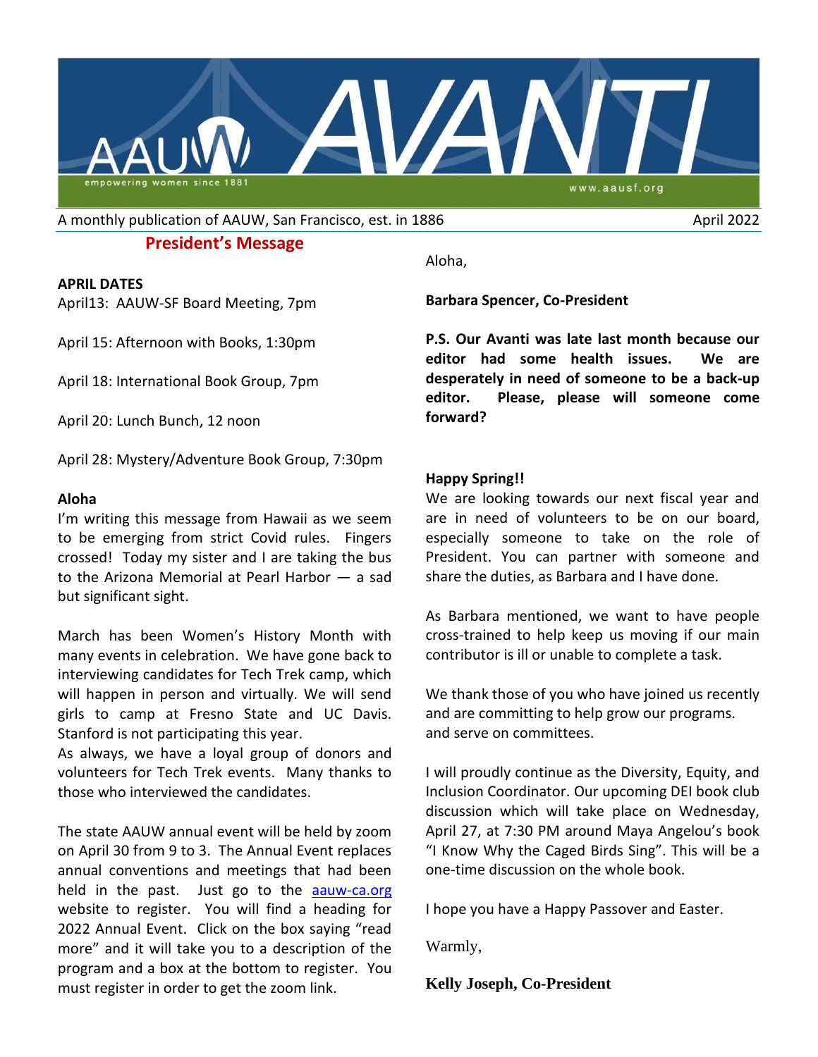# AAUW AVANTI

empowering women since 1881

www.aausf.org

A monthly publication of AAUW, San Francisco, est. in 1886 — April 2022

## President's Message

**APRIL DATES**

April13: AAUW-SF Board Meeting, 7pm

April 15: Afternoon with Books, 1:30pm

April 18: International Book Group, 7pm

April 20: Lunch Bunch, 12 noon

April 28: Mystery/Adventure Book Group, 7:30pm

**Aloha**

I'm writing this message from Hawaii as we seem to be emerging from strict Covid rules. Fingers crossed! Today my sister and I are taking the bus to the Arizona Memorial at Pearl Harbor — a sad but significant sight.

March has been Women's History Month with many events in celebration. We have gone back to interviewing candidates for Tech Trek camp, which will happen in person and virtually. We will send girls to camp at Fresno State and UC Davis. Stanford is not participating this year.

As always, we have a loyal group of donors and volunteers for Tech Trek events. Many thanks to those who interviewed the candidates.

The state AAUW annual event will be held by zoom on April 30 from 9 to 3. The Annual Event replaces annual conventions and meetings that had been held in the past. Just go to the aauw-ca.org website to register. You will find a heading for 2022 Annual Event. Click on the box saying "read more" and it will take you to a description of the program and a box at the bottom to register. You must register in order to get the zoom link.

Aloha,

**Barbara Spencer, Co-President**

**P.S. Our Avanti was late last month because our editor had some health issues. We are desperately in need of someone to be a back-up editor. Please, please will someone come forward?**

**Happy Spring!!**

We are looking towards our next fiscal year and are in need of volunteers to be on our board, especially someone to take on the role of President. You can partner with someone and share the duties, as Barbara and I have done.

As Barbara mentioned, we want to have people cross-trained to help keep us moving if our main contributor is ill or unable to complete a task.

We thank those of you who have joined us recently and are committing to help grow our programs. and serve on committees.

I will proudly continue as the Diversity, Equity, and Inclusion Coordinator. Our upcoming DEI book club discussion which will take place on Wednesday, April 27, at 7:30 PM around Maya Angelou's book "I Know Why the Caged Birds Sing". This will be a one-time discussion on the whole book.

I hope you have a Happy Passover and Easter.

Warmly,

**Kelly Joseph, Co-President**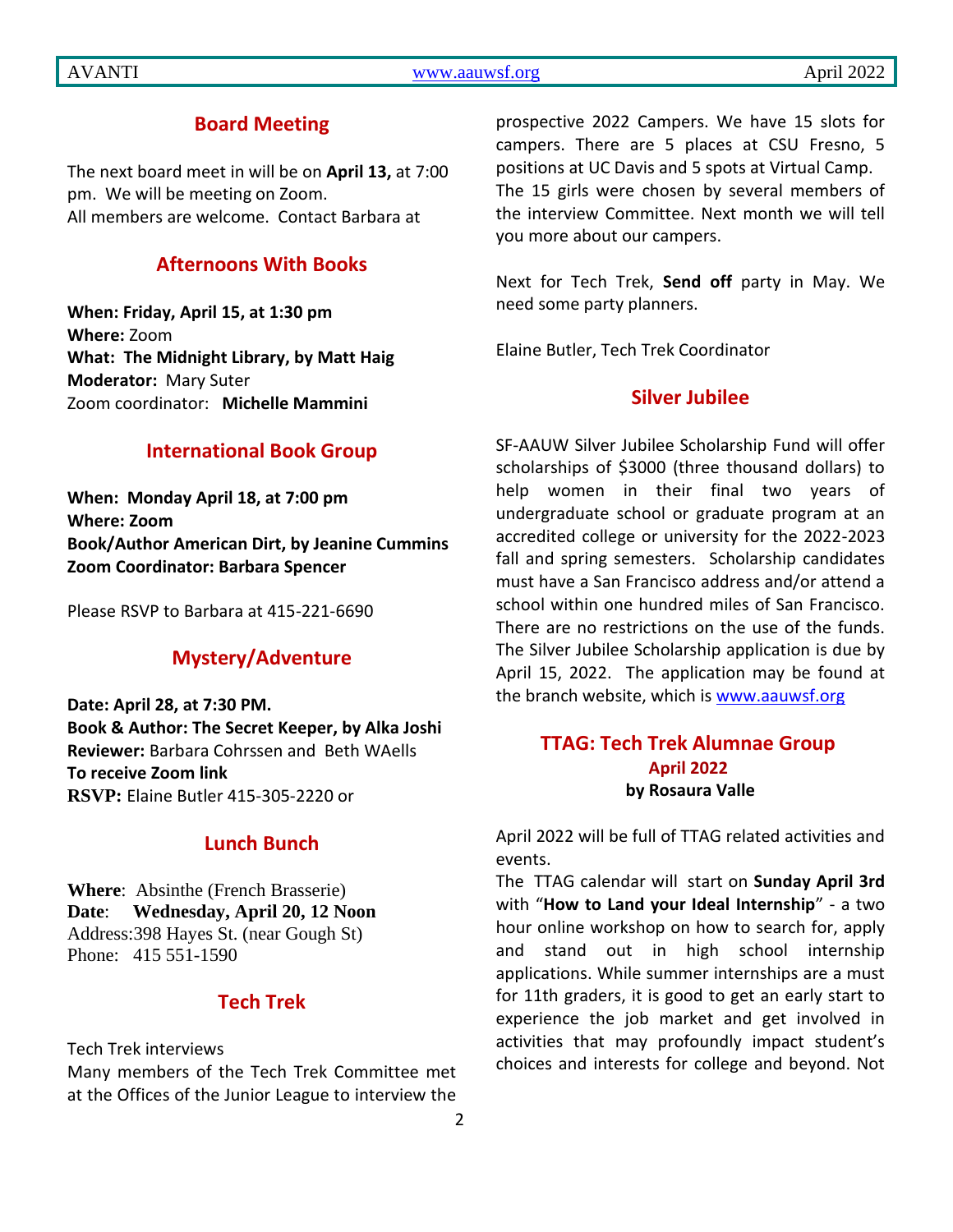## Board Meeting

The next board meet in will be on **April 13,** at 7:00 pm. We will be meeting on Zoom.
All members are welcome. Contact Barbara at

## Afternoons With Books

**When: Friday, April 15, at 1:30 pm**
**Where:** Zoom
**What: The Midnight Library, by Matt Haig**
**Moderator:** Mary Suter
Zoom coordinator: **Michelle Mammini**

## International Book Group

**When: Monday April 18, at 7:00 pm**
**Where: Zoom**
**Book/Author American Dirt, by Jeanine Cummins**
**Zoom Coordinator: Barbara Spencer**

Please RSVP to Barbara at 415-221-6690

## Mystery/Adventure

**Date: April 28, at 7:30 PM.**
**Book & Author: The Secret Keeper, by Alka Joshi**
**Reviewer:** Barbara Cohrssen and Beth WAells
**To receive Zoom link**
**RSVP:** Elaine Butler 415-305-2220 or

## Lunch Bunch

**Where**: Absinthe (French Brasserie)
**Date**: **Wednesday, April 20, 12 Noon**
Address:398 Hayes St. (near Gough St)
Phone: 415 551-1590

## Tech Trek

Tech Trek interviews
Many members of the Tech Trek Committee met at the Offices of the Junior League to interview the prospective 2022 Campers. We have 15 slots for campers. There are 5 places at CSU Fresno, 5 positions at UC Davis and 5 spots at Virtual Camp.
The 15 girls were chosen by several members of the interview Committee. Next month we will tell you more about our campers.

Next for Tech Trek, **Send off** party in May. We need some party planners.

Elaine Butler, Tech Trek Coordinator

## Silver Jubilee

SF-AAUW Silver Jubilee Scholarship Fund will offer scholarships of $3000 (three thousand dollars) to help women in their final two years of undergraduate school or graduate program at an accredited college or university for the 2022-2023 fall and spring semesters. Scholarship candidates must have a San Francisco address and/or attend a school within one hundred miles of San Francisco. There are no restrictions on the use of the funds. The Silver Jubilee Scholarship application is due by April 15, 2022. The application may be found at the branch website, which is www.aauwsf.org

## TTAG: Tech Trek Alumnae Group

**April 2022**

**by Rosaura Valle**

April 2022 will be full of TTAG related activities and events.
The TTAG calendar will start on **Sunday April 3rd** with "**How to Land your Ideal Internship**" - a two hour online workshop on how to search for, apply and stand out in high school internship applications. While summer internships are a must for 11th graders, it is good to get an early start to experience the job market and get involved in activities that may profoundly impact student's choices and interests for college and beyond. Not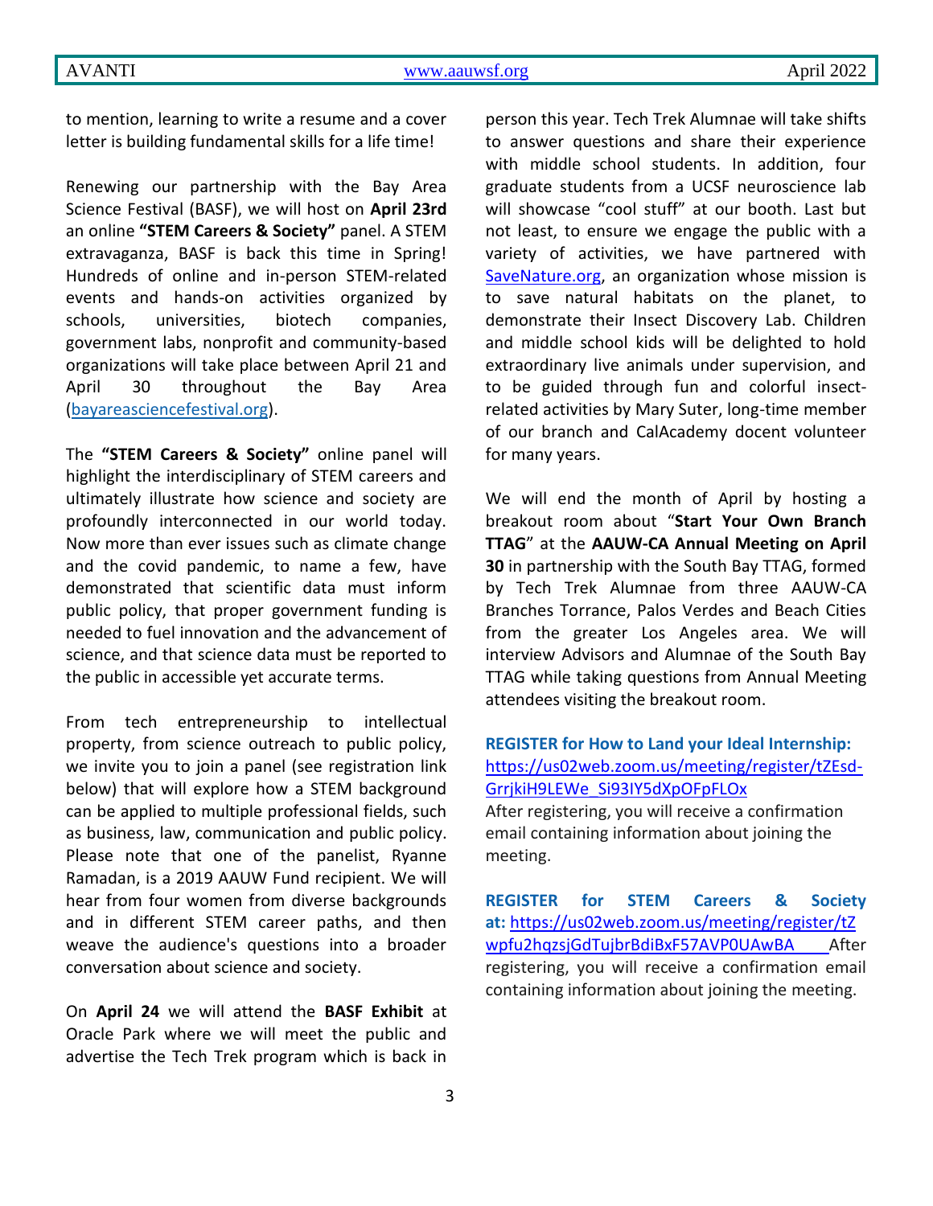to mention, learning to write a resume and a cover letter is building fundamental skills for a life time!

Renewing our partnership with the Bay Area Science Festival (BASF), we will host on **April 23rd** an online **"STEM Careers & Society"** panel. A STEM extravaganza, BASF is back this time in Spring! Hundreds of online and in-person STEM-related events and hands-on activities organized by schools, universities, biotech companies, government labs, nonprofit and community-based organizations will take place between April 21 and April 30 throughout the Bay Area ([bayareasciencefestival.org](bayareasciencefestival.org)).

The **"STEM Careers & Society"** online panel will highlight the interdisciplinary of STEM careers and ultimately illustrate how science and society are profoundly interconnected in our world today. Now more than ever issues such as climate change and the covid pandemic, to name a few, have demonstrated that scientific data must inform public policy, that proper government funding is needed to fuel innovation and the advancement of science, and that science data must be reported to the public in accessible yet accurate terms.

From tech entrepreneurship to intellectual property, from science outreach to public policy, we invite you to join a panel (see registration link below) that will explore how a STEM background can be applied to multiple professional fields, such as business, law, communication and public policy. Please note that one of the panelist, Ryanne Ramadan, is a 2019 AAUW Fund recipient. We will hear from four women from diverse backgrounds and in different STEM career paths, and then weave the audience's questions into a broader conversation about science and society.

On **April 24** we will attend the **BASF Exhibit** at Oracle Park where we will meet the public and advertise the Tech Trek program which is back in person this year. Tech Trek Alumnae will take shifts to answer questions and share their experience with middle school students. In addition, four graduate students from a UCSF neuroscience lab will showcase "cool stuff" at our booth. Last but not least, to ensure we engage the public with a variety of activities, we have partnered with [SaveNature.org](SaveNature.org), an organization whose mission is to save natural habitats on the planet, to demonstrate their Insect Discovery Lab. Children and middle school kids will be delighted to hold extraordinary live animals under supervision, and to be guided through fun and colorful insect-related activities by Mary Suter, long-time member of our branch and CalAcademy docent volunteer for many years.

We will end the month of April by hosting a breakout room about "**Start Your Own Branch TTAG**" at the **AAUW-CA Annual Meeting on April 30** in partnership with the South Bay TTAG, formed by Tech Trek Alumnae from three AAUW-CA Branches Torrance, Palos Verdes and Beach Cities from the greater Los Angeles area. We will interview Advisors and Alumnae of the South Bay TTAG while taking questions from Annual Meeting attendees visiting the breakout room.

**REGISTER for How to Land your Ideal Internship:**
https://us02web.zoom.us/meeting/register/tZEsd-GrrjkiH9LEWe_Si93IY5dXpOFpFLOx
After registering, you will receive a confirmation email containing information about joining the meeting.

**REGISTER for STEM Careers & Society at:** https://us02web.zoom.us/meeting/register/tZwpfu2hqzsjGdTujbrBdiBxF57AVP0UAwBA After registering, you will receive a confirmation email containing information about joining the meeting.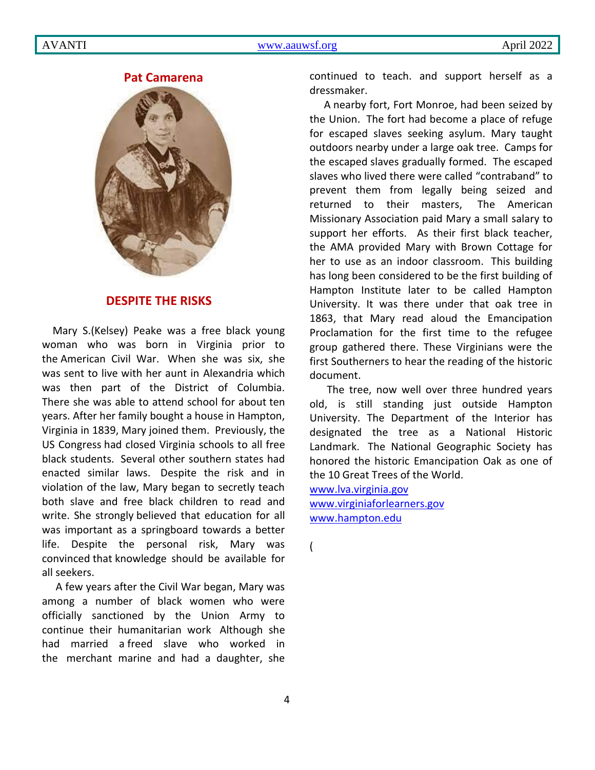**Pat Camarena**

## DESPITE THE RISKS

Mary S.(Kelsey) Peake was a free black young woman who was born in Virginia prior to the American Civil War. When she was six, she was sent to live with her aunt in Alexandria which was then part of the District of Columbia. There she was able to attend school for about ten years. After her family bought a house in Hampton, Virginia in 1839, Mary joined them. Previously, the US Congress had closed Virginia schools to all free black students. Several other southern states had enacted similar laws. Despite the risk and in violation of the law, Mary began to secretly teach both slave and free black children to read and write. She strongly believed that education for all was important as a springboard towards a better life. Despite the personal risk, Mary was convinced that knowledge should be available for all seekers.

A few years after the Civil War began, Mary was among a number of black women who were officially sanctioned by the Union Army to continue their humanitarian work Although she had married a freed slave who worked in the merchant marine and had a daughter, she continued to teach. and support herself as a dressmaker.

A nearby fort, Fort Monroe, had been seized by the Union. The fort had become a place of refuge for escaped slaves seeking asylum. Mary taught outdoors nearby under a large oak tree. Camps for the escaped slaves gradually formed. The escaped slaves who lived there were called "contraband" to prevent them from legally being seized and returned to their masters, The American Missionary Association paid Mary a small salary to support her efforts. As their first black teacher, the AMA provided Mary with Brown Cottage for her to use as an indoor classroom. This building has long been considered to be the first building of Hampton Institute later to be called Hampton University. It was there under that oak tree in 1863, that Mary read aloud the Emancipation Proclamation for the first time to the refugee group gathered there. These Virginians were the first Southerners to hear the reading of the historic document.

The tree, now well over three hundred years old, is still standing just outside Hampton University. The Department of the Interior has designated the tree as a National Historic Landmark. The National Geographic Society has honored the historic Emancipation Oak as one of the 10 Great Trees of the World.

www.lva.virginia.gov
www.virginiaforlearners.gov
www.hampton.edu

(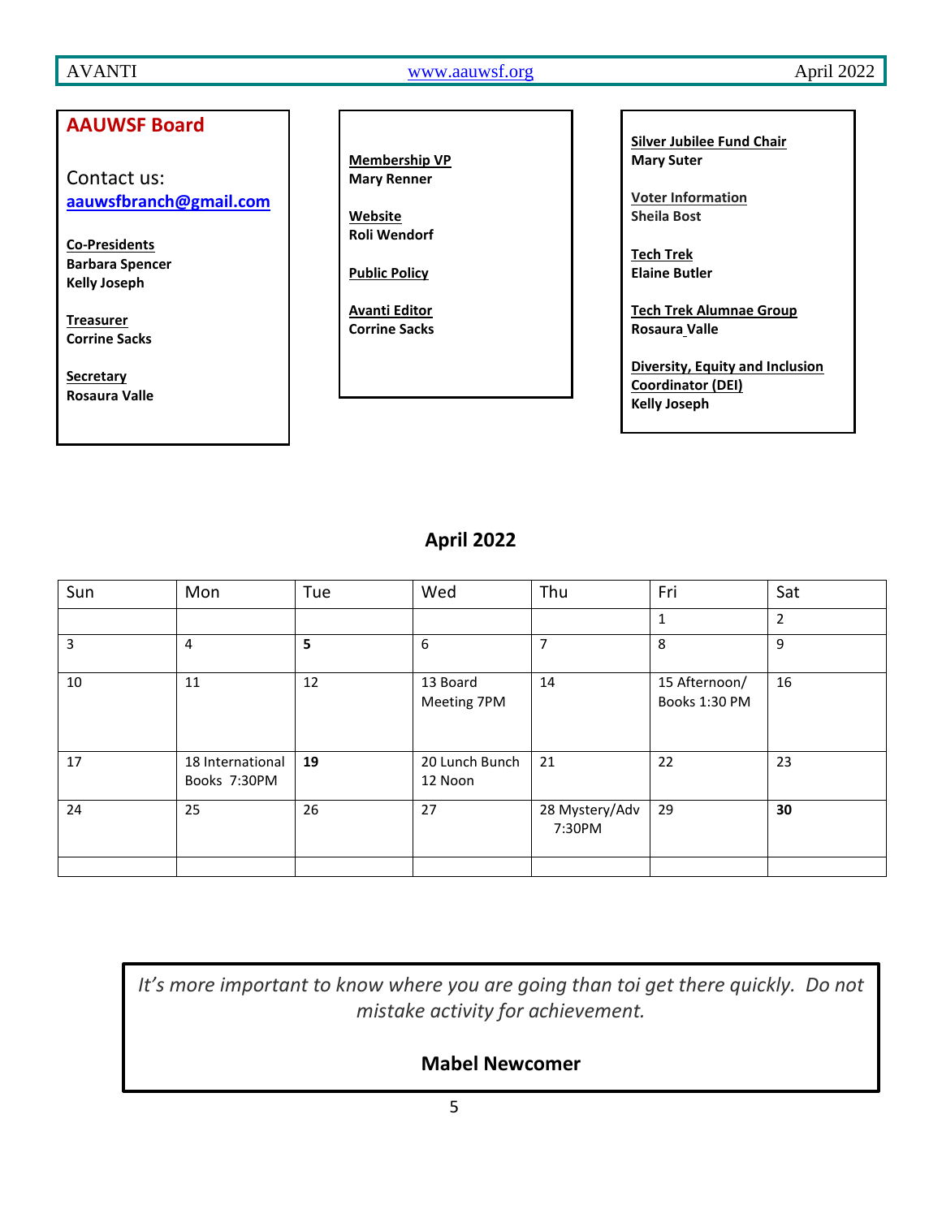## AAUWSF Board

Contact us:
**aauwsfbranch@gmail.com**

**Co-Presidents**
**Barbara Spencer**
**Kelly Joseph**

**Treasurer**
**Corrine Sacks**

**Secretary**
**Rosaura Valle**

**Membership VP**
**Mary Renner**

**Website**
**Roli Wendorf**

**Public Policy**

**Avanti Editor**
**Corrine Sacks**

**Silver Jubilee Fund Chair**
**Mary Suter**

**Voter Information**
**Sheila Bost**

**Tech Trek**
**Elaine Butler**

**Tech Trek Alumnae Group**
**Rosaura Valle**

**Diversity, Equity and Inclusion Coordinator (DEI)**
**Kelly Joseph**

## April 2022

| Sun | Mon | Tue | Wed | Thu | Fri | Sat |
|---|---|---|---|---|---|---|
| | | | | | 1 | 2 |
| 3 | 4 | **5** | 6 | 7 | 8 | 9 |
| 10 | 11 | 12 | 13 Board Meeting 7PM | 14 | 15 Afternoon/ Books 1:30 PM | 16 |
| 17 | 18 International Books 7:30PM | **19** | 20 Lunch Bunch 12 Noon | 21 | 22 | 23 |
| 24 | 25 | 26 | 27 | 28 Mystery/Adv 7:30PM | 29 | **30** |
| | | | | | | |

*It's more important to know where you are going than toi get there quickly. Do not mistake activity for achievement.*

**Mabel Newcomer**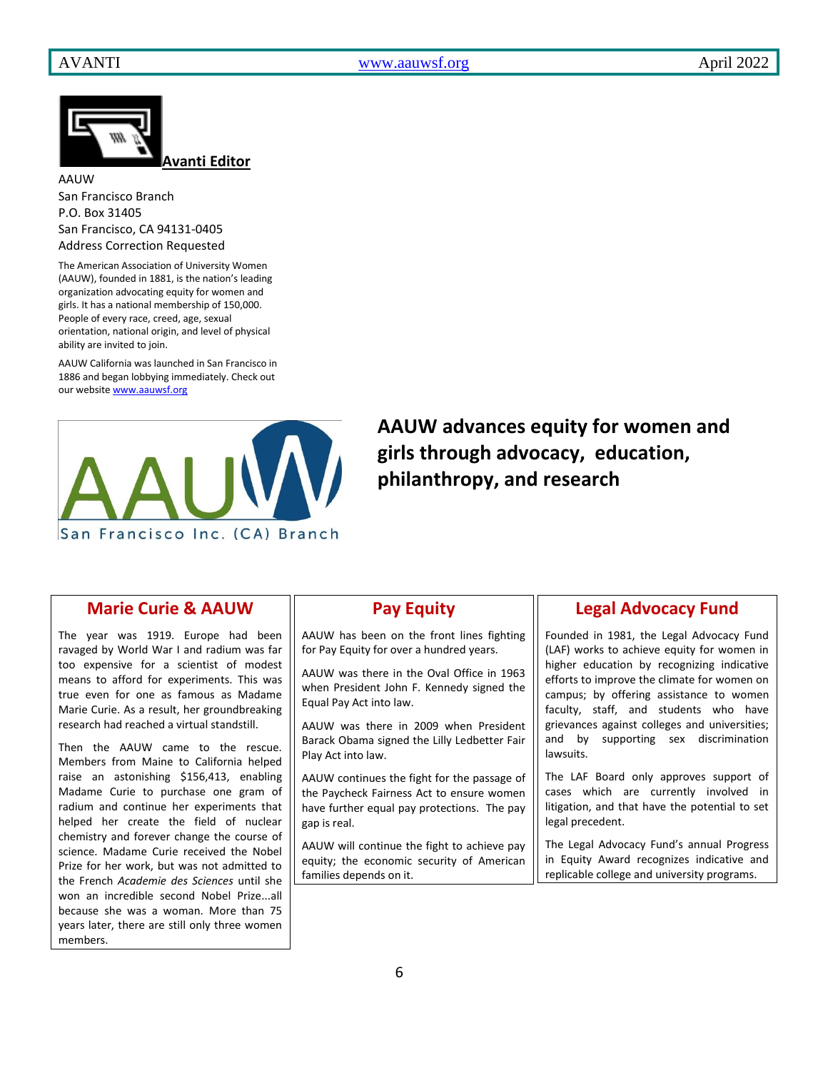**Avanti Editor**

AAUW
San Francisco Branch
P.O. Box 31405
San Francisco, CA 94131-0405
Address Correction Requested

The American Association of University Women (AAUW), founded in 1881, is the nation's leading organization advocating equity for women and girls. It has a national membership of 150,000. People of every race, creed, age, sexual orientation, national origin, and level of physical ability are invited to join.

AAUW California was launched in San Francisco in 1886 and began lobbying immediately. Check out our website www.aauwsf.org

San Francisco Inc. (CA) Branch

## AAUW advances equity for women and girls through advocacy, education, philanthropy, and research

### Marie Curie & AAUW

The year was 1919. Europe had been ravaged by World War I and radium was far too expensive for a scientist of modest means to afford for experiments. This was true even for one as famous as Madame Marie Curie. As a result, her groundbreaking research had reached a virtual standstill.

Then the AAUW came to the rescue. Members from Maine to California helped raise an astonishing $156,413, enabling Madame Curie to purchase one gram of radium and continue her experiments that helped her create the field of nuclear chemistry and forever change the course of science. Madame Curie received the Nobel Prize for her work, but was not admitted to the French *Academie des Sciences* until she won an incredible second Nobel Prize...all because she was a woman. More than 75 years later, there are still only three women members.

### Pay Equity

AAUW has been on the front lines fighting for Pay Equity for over a hundred years.

AAUW was there in the Oval Office in 1963 when President John F. Kennedy signed the Equal Pay Act into law.

AAUW was there in 2009 when President Barack Obama signed the Lilly Ledbetter Fair Play Act into law.

AAUW continues the fight for the passage of the Paycheck Fairness Act to ensure women have further equal pay protections. The pay gap is real.

AAUW will continue the fight to achieve pay equity; the economic security of American families depends on it.

### Legal Advocacy Fund

Founded in 1981, the Legal Advocacy Fund (LAF) works to achieve equity for women in higher education by recognizing indicative efforts to improve the climate for women on campus; by offering assistance to women faculty, staff, and students who have grievances against colleges and universities; and by supporting sex discrimination lawsuits.

The LAF Board only approves support of cases which are currently involved in litigation, and that have the potential to set legal precedent.

The Legal Advocacy Fund's annual Progress in Equity Award recognizes indicative and replicable college and university programs.